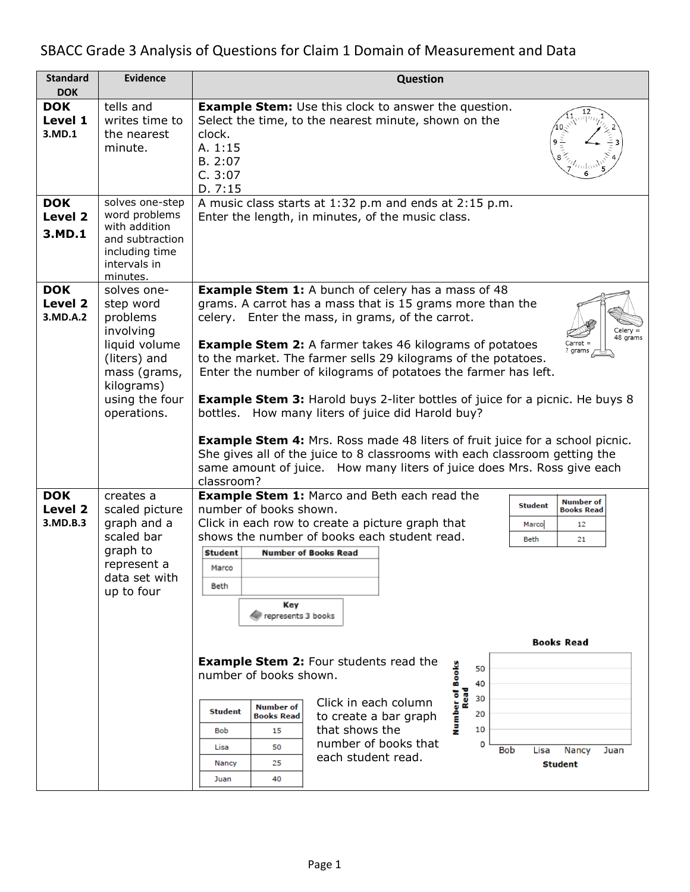# SBACC Grade 3 Analysis of Questions for Claim 1 Domain of Measurement and Data

| Standard DOK | Evidence | Question |
|---|---|---|
| **DOK Level 1** **3.MD.1** | tells and writes time to the nearest minute. | **Example Stem:** Use this clock to answer the question. Select the time, to the nearest minute, shown on the clock.<br>A. 1:15<br>B. 2:07<br>C. 3:07<br>D. 7:15 |
| **DOK Level 2** **3.MD.1** | solves one-step word problems with addition and subtraction including time intervals in minutes. | A music class starts at 1:32 p.m and ends at 2:15 p.m.<br>Enter the length, in minutes, of the music class. |
| **DOK Level 2** **3.MD.A.2** | solves one-step word problems involving liquid volume (liters) and mass (grams, kilograms) using the four operations. | **Example Stem 1:** A bunch of celery has a mass of 48 grams. A carrot has a mass that is 15 grams more than the celery. Enter the mass, in grams, of the carrot.<br>Celery = 48 grams<br>Carrot = ? grams<br><br>**Example Stem 2:** A farmer takes 46 kilograms of potatoes to the market. The farmer sells 29 kilograms of the potatoes. Enter the number of kilograms of potatoes the farmer has left.<br><br>**Example Stem 3:** Harold buys 2-liter bottles of juice for a picnic. He buys 8 bottles. How many liters of juice did Harold buy?<br><br>**Example Stem 4:** Mrs. Ross made 48 liters of fruit juice for a school picnic. She gives all of the juice to 8 classrooms with each classroom getting the same amount of juice. How many liters of juice does Mrs. Ross give each classroom? |
| **DOK Level 2** **3.MD.B.3** | creates a scaled picture graph and a scaled bar graph to represent a data set with up to four | **Example Stem 1:** Marco and Beth each read the number of books shown.<br>Click in each row to create a picture graph that shows the number of books each student read.<br><br>Student / Number of Books Read: Marco 12; Beth 21<br><br>Picture graph rows: Marco, Beth<br>Key: [book] represents 3 books<br><br>**Example Stem 2:** Four students read the number of books shown.<br><br>Student / Number of Books Read: Bob 15; Lisa 50; Nancy 25; Juan 40<br><br>Click in each column to create a bar graph that shows the number of books that each student read.<br><br>**Books Read** (bar graph; y-axis: Number of Books Read, 0–50; x-axis: Student — Bob, Lisa, Nancy, Juan) |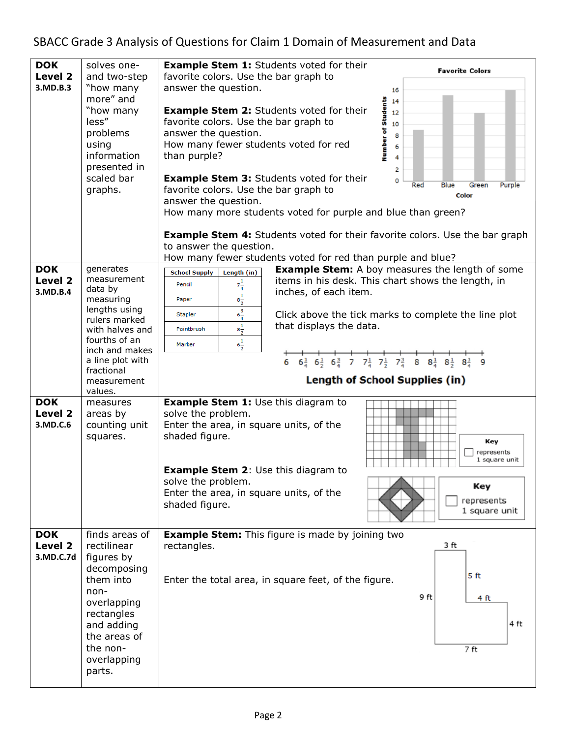# SBACC Grade 3 Analysis of Questions for Claim 1 Domain of Measurement and Data

| | | |
|---|---|---|
| **DOK Level 2** **3.MD.B.3** | solves one- and two-step "how many more" and "how many less" problems using information presented in scaled bar graphs. | **Example Stem 1:** Students voted for their favorite colors. Use the bar graph to answer the question.<br><br>**Example Stem 2:** Students voted for their favorite colors. Use the bar graph to answer the question.<br>How many fewer students voted for red than purple?<br><br>**Example Stem 3:** Students voted for their favorite colors. Use the bar graph to answer the question.<br>How many more students voted for purple and blue than green?<br><br>**Example Stem 4:** Students voted for their favorite colors. Use the bar graph to answer the question.<br>How many fewer students voted for red than purple and blue? |
| **DOK Level 2** **3.MD.B.4** | generates measurement data by measuring lengths using rulers marked with halves and fourths of an inch and makes a line plot with fractional measurement values. | School Supply / Length (in): Pencil $7\frac{1}{4}$; Paper $8\frac{1}{2}$; Stapler $6\frac{3}{4}$; Paintbrush $8\frac{1}{2}$; Marker $6\frac{1}{2}$<br><br>**Example Stem:** A boy measures the length of some items in his desk. This chart shows the length, in inches, of each item.<br><br>Click above the tick marks to complete the line plot that displays the data.<br><br>Length of School Supplies (in) |
| **DOK Level 2** **3.MD.C.6** | measures areas by counting unit squares. | **Example Stem 1:** Use this diagram to solve the problem.<br>Enter the area, in square units, of the shaded figure.<br><br>**Example Stem 2**: Use this diagram to solve the problem.<br>Enter the area, in square units, of the shaded figure. |
| **DOK Level 2** **3.MD.C.7d** | finds areas of rectilinear figures by decomposing them into non-overlapping rectangles and adding the areas of the non-overlapping parts. | **Example Stem:** This figure is made by joining two rectangles.<br><br>Enter the total area, in square feet, of the figure. |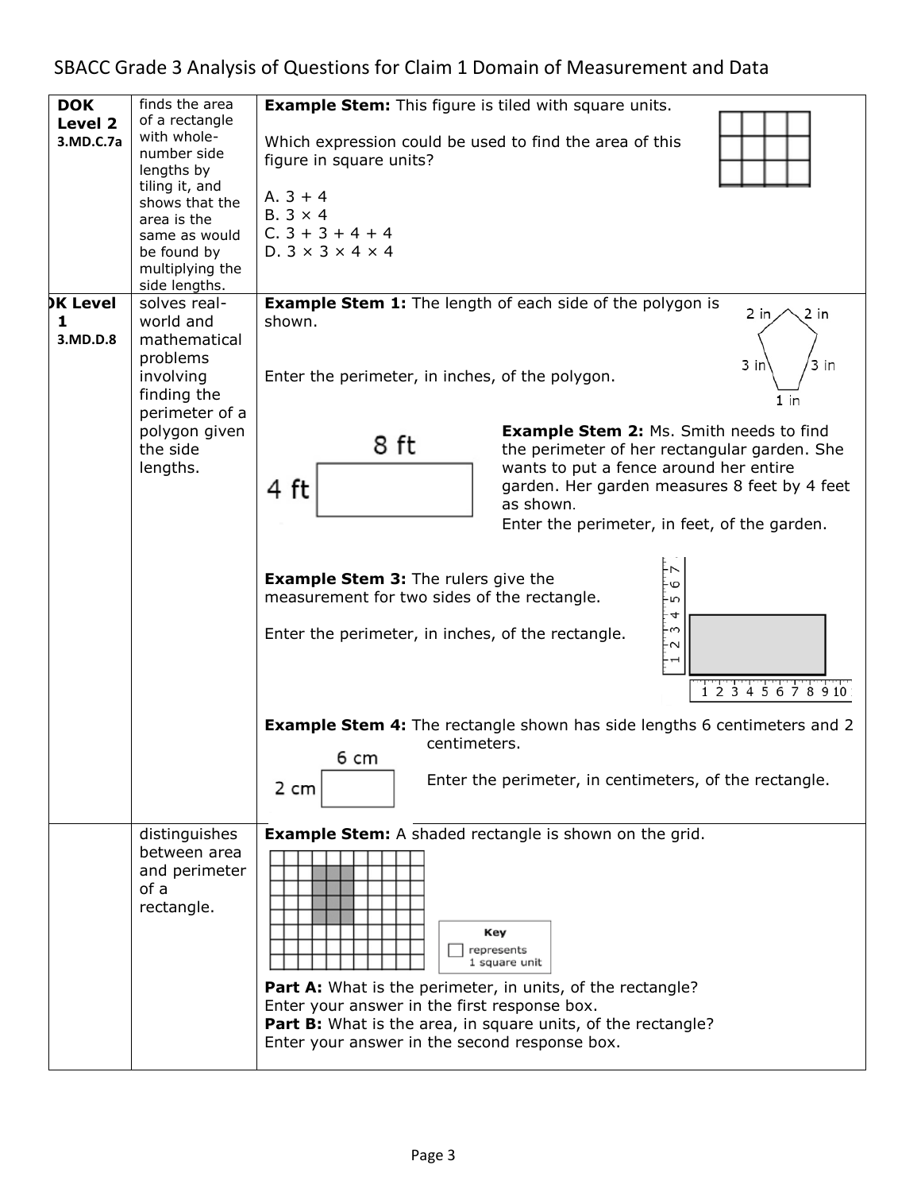SBACC Grade 3 Analysis of Questions for Claim 1 Domain of Measurement and Data

| | | |
|---|---|---|
| **DOK Level 2** **3.MD.C.7a** | finds the area of a rectangle with whole-number side lengths by tiling it, and shows that the area is the same as would be found by multiplying the side lengths. | **Example Stem:** This figure is tiled with square units.<br><br>Which expression could be used to find the area of this figure in square units?<br><br>A. $3 + 4$<br>B. $3 \times 4$<br>C. $3 + 3 + 4 + 4$<br>D. $3 \times 3 \times 4 \times 4$ |
| **DOK Level 1** **3.MD.D.8** | solves real-world and mathematical problems involving finding the perimeter of a polygon given the side lengths. | **Example Stem 1:** The length of each side of the polygon is shown.<br><br>2 in, 2 in, 3 in, 3 in, 1 in<br><br>Enter the perimeter, in inches, of the polygon.<br><br>**Example Stem 2:** Ms. Smith needs to find the perimeter of her rectangular garden. She wants to put a fence around her entire garden. Her garden measures 8 feet by 4 feet as shown.<br><br>8 ft, 4 ft<br><br>Enter the perimeter, in feet, of the garden.<br><br>**Example Stem 3:** The rulers give the measurement for two sides of the rectangle.<br><br>Enter the perimeter, in inches, of the rectangle.<br><br>**Example Stem 4:** The rectangle shown has side lengths 6 centimeters and 2 centimeters.<br><br>6 cm, 2 cm<br><br>Enter the perimeter, in centimeters, of the rectangle. |
| | distinguishes between area and perimeter of a rectangle. | **Example Stem:** A shaded rectangle is shown on the grid.<br><br>Key: □ represents 1 square unit<br><br>**Part A:** What is the perimeter, in units, of the rectangle? Enter your answer in the first response box.<br>**Part B:** What is the area, in square units, of the rectangle? Enter your answer in the second response box. |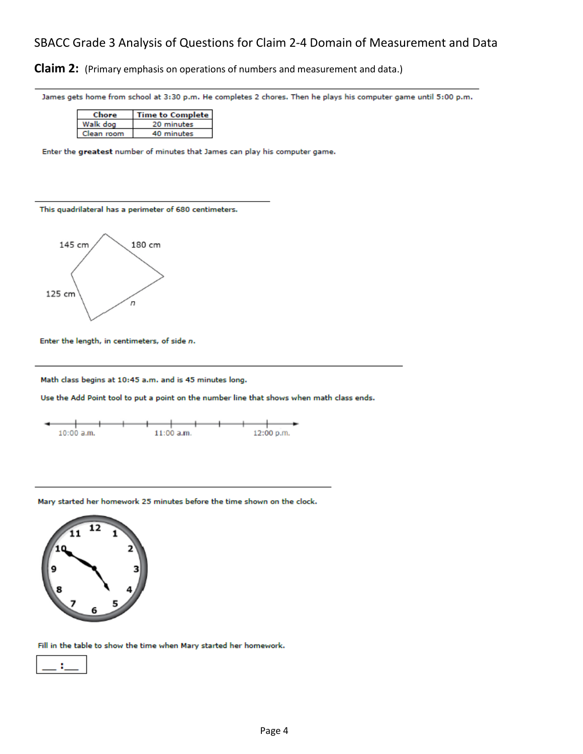# SBACC Grade 3 Analysis of Questions for Claim 2-4 Domain of Measurement and Data

**Claim 2:** (Primary emphasis on operations of numbers and measurement and data.)

---

James gets home from school at 3:30 p.m. He completes 2 chores. Then he plays his computer game until 5:00 p.m.

| Chore | Time to Complete |
|---|---|
| Walk dog | 20 minutes |
| Clean room | 40 minutes |

Enter the **greatest** number of minutes that James can play his computer game.

---

This quadrilateral has a perimeter of 680 centimeters.

145 cm, 180 cm, 125 cm, $n$

Enter the length, in centimeters, of side $n$.

---

Math class begins at 10:45 a.m. and is 45 minutes long.

Use the Add Point tool to put a point on the number line that shows when math class ends.

10:00 a.m. 11:00 a.m. 12:00 p.m.

---

Mary started her homework 25 minutes before the time shown on the clock.

Fill in the table to show the time when Mary started her homework.

___ : ___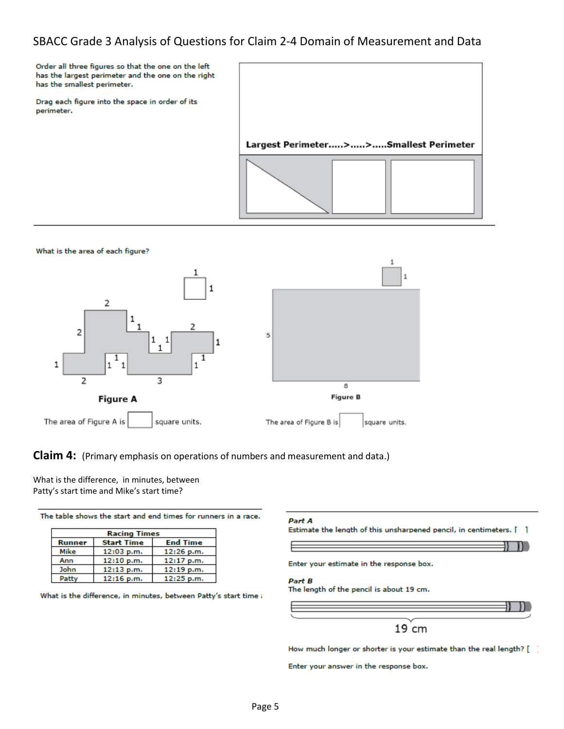# SBACC Grade 3 Analysis of Questions for Claim 2-4 Domain of Measurement and Data

Order all three figures so that the one on the left has the largest perimeter and the one on the right has the smallest perimeter.

Drag each figure into the space in order of its perimeter.

**Largest Perimeter.....>.....>.....Smallest Perimeter**

---

What is the area of each figure?

1
1
2
1
1
2
2
1 1
1
1
1
1 1
1
1
1
2
3

**Figure A**

The area of Figure A is [ ] square units.

1
1
5
8

**Figure B**

The area of Figure B is [ ] square units.

**Claim 4:** (Primary emphasis on operations of numbers and measurement and data.)

What is the difference, in minutes, between Patty's start time and Mike's start time?

The table shows the start and end times for runners in a race.

| Racing Times | | |
|---|---|---|
| **Runner** | **Start Time** | **End Time** |
| Mike | 12:03 p.m. | 12:26 p.m. |
| Ann | 12:10 p.m. | 12:17 p.m. |
| John | 12:13 p.m. | 12:19 p.m. |
| Patty | 12:16 p.m. | 12:25 p.m. |

What is the difference, in minutes, between Patty's start time

***Part A***

Estimate the length of this unsharpened pencil, in centimeters. [ ]

Enter your estimate in the response box.

***Part B***

The length of the pencil is about 19 cm.

19 cm

How much longer or shorter is your estimate than the real length? [

Enter your answer in the response box.